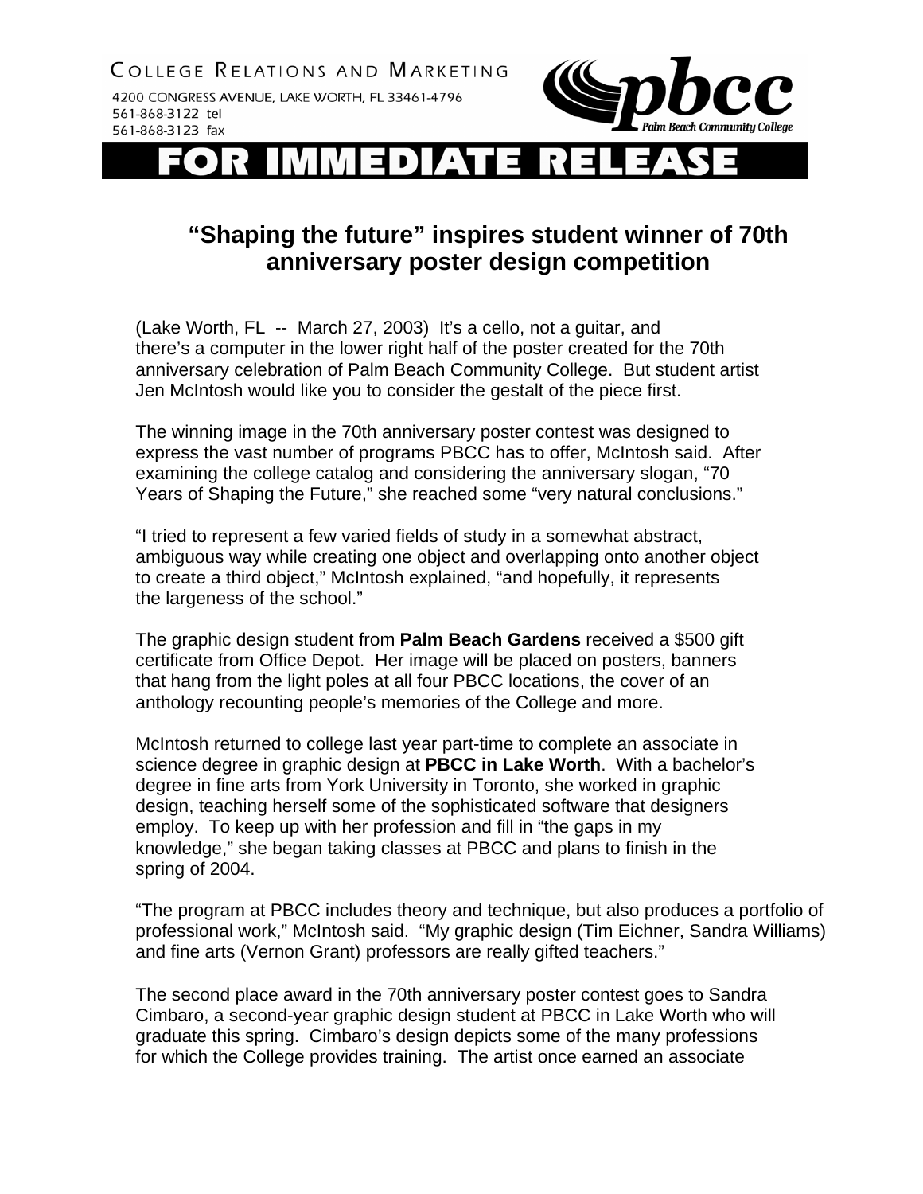COLLEGE RELATIONS AND MARKETING

4200 CONGRESS AVENUE, LAKE WORTH, FL 33461-4796
561-868-3122 tel
561-868-3123 fax

pbcc Palm Beach Community College

# FOR IMMEDIATE RELEASE

## "Shaping the future" inspires student winner of 70th anniversary poster design competition

(Lake Worth, FL -- March 27, 2003) It's a cello, not a guitar, and there's a computer in the lower right half of the poster created for the 70th anniversary celebration of Palm Beach Community College. But student artist Jen McIntosh would like you to consider the gestalt of the piece first.

The winning image in the 70th anniversary poster contest was designed to express the vast number of programs PBCC has to offer, McIntosh said. After examining the college catalog and considering the anniversary slogan, "70 Years of Shaping the Future," she reached some "very natural conclusions."

"I tried to represent a few varied fields of study in a somewhat abstract, ambiguous way while creating one object and overlapping onto another object to create a third object," McIntosh explained, "and hopefully, it represents the largeness of the school."

The graphic design student from **Palm Beach Gardens** received a $500 gift certificate from Office Depot. Her image will be placed on posters, banners that hang from the light poles at all four PBCC locations, the cover of an anthology recounting people's memories of the College and more.

McIntosh returned to college last year part-time to complete an associate in science degree in graphic design at **PBCC in Lake Worth**. With a bachelor's degree in fine arts from York University in Toronto, she worked in graphic design, teaching herself some of the sophisticated software that designers employ. To keep up with her profession and fill in "the gaps in my knowledge," she began taking classes at PBCC and plans to finish in the spring of 2004.

"The program at PBCC includes theory and technique, but also produces a portfolio of professional work," McIntosh said. "My graphic design (Tim Eichner, Sandra Williams) and fine arts (Vernon Grant) professors are really gifted teachers."

The second place award in the 70th anniversary poster contest goes to Sandra Cimbaro, a second-year graphic design student at PBCC in Lake Worth who will graduate this spring. Cimbaro's design depicts some of the many professions for which the College provides training. The artist once earned an associate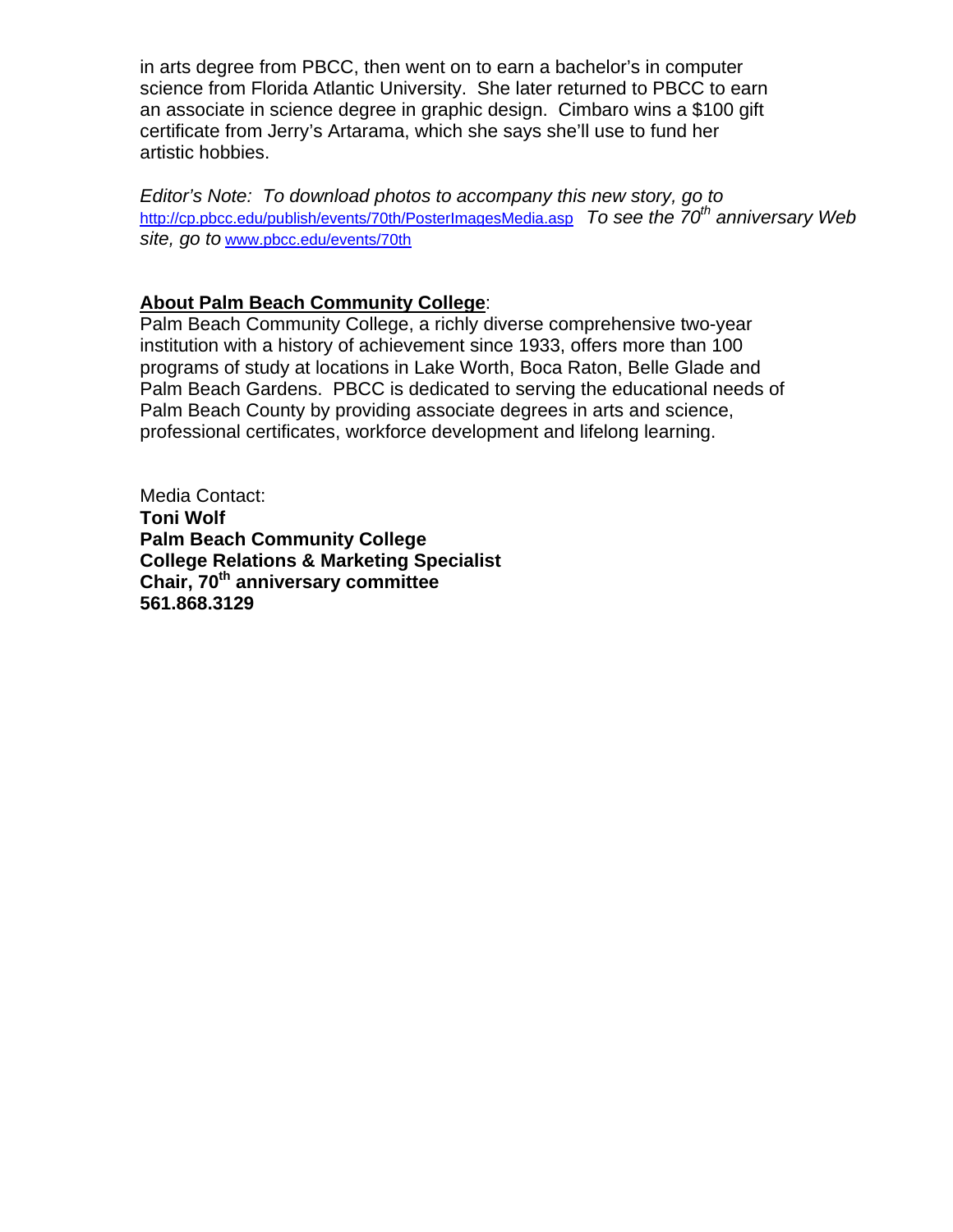in arts degree from PBCC, then went on to earn a bachelor's in computer science from Florida Atlantic University. She later returned to PBCC to earn an associate in science degree in graphic design. Cimbaro wins a $100 gift certificate from Jerry's Artarama, which she says she'll use to fund her artistic hobbies.

*Editor's Note: To download photos to accompany this new story, go to* http://cp.pbcc.edu/publish/events/70th/PosterImagesMedia.asp *To see the 70th anniversary Web site, go to* www.pbcc.edu/events/70th

**About Palm Beach Community College**:
Palm Beach Community College, a richly diverse comprehensive two-year institution with a history of achievement since 1933, offers more than 100 programs of study at locations in Lake Worth, Boca Raton, Belle Glade and Palm Beach Gardens. PBCC is dedicated to serving the educational needs of Palm Beach County by providing associate degrees in arts and science, professional certificates, workforce development and lifelong learning.

Media Contact:
**Toni Wolf**
**Palm Beach Community College**
**College Relations & Marketing Specialist**
**Chair, 70th anniversary committee**
**561.868.3129**